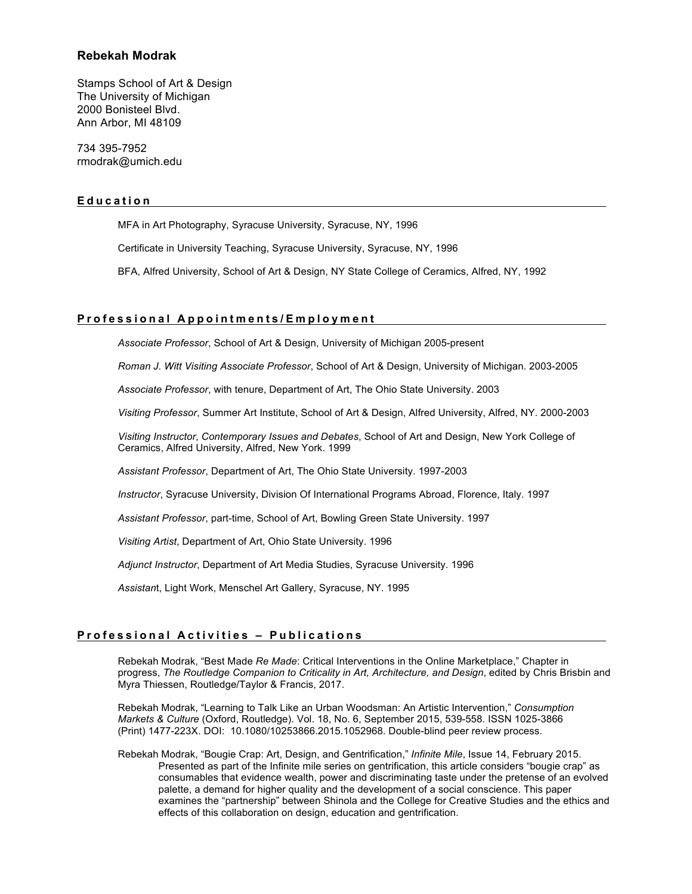# Rebekah Modrak

Stamps School of Art & Design
The University of Michigan
2000 Bonisteel Blvd.
Ann Arbor, MI 48109

734 395-7952
rmodrak@umich.edu

## Education

MFA in Art Photography, Syracuse University, Syracuse, NY, 1996

Certificate in University Teaching, Syracuse University, Syracuse, NY, 1996

BFA, Alfred University, School of Art & Design, NY State College of Ceramics, Alfred, NY, 1992

## Professional Appointments/Employment

*Associate Professor*, School of Art & Design, University of Michigan 2005-present

*Roman J. Witt Visiting Associate Professor*, School of Art & Design, University of Michigan. 2003-2005

*Associate Professor*, with tenure, Department of Art, The Ohio State University. 2003

*Visiting Professor*, Summer Art Institute, School of Art & Design, Alfred University, Alfred, NY. 2000-2003

*Visiting Instructor*, *Contemporary Issues and Debates*, School of Art and Design, New York College of Ceramics, Alfred University, Alfred, New York. 1999

*Assistant Professor*, Department of Art, The Ohio State University. 1997-2003

*Instructor*, Syracuse University, Division Of International Programs Abroad, Florence, Italy. 1997

*Assistant Professor*, part-time, School of Art, Bowling Green State University. 1997

*Visiting Artist*, Department of Art, Ohio State University. 1996

*Adjunct Instructor*, Department of Art Media Studies, Syracuse University. 1996

*Assistant*, Light Work, Menschel Art Gallery, Syracuse, NY. 1995

## Professional Activities – Publications

Rebekah Modrak, "Best Made *Re Made*: Critical Interventions in the Online Marketplace," Chapter in progress, *The Routledge Companion to Criticality in Art, Architecture, and Design*, edited by Chris Brisbin and Myra Thiessen, Routledge/Taylor & Francis, 2017.

Rebekah Modrak, "Learning to Talk Like an Urban Woodsman: An Artistic Intervention," *Consumption Markets & Culture* (Oxford, Routledge). Vol. 18, No. 6, September 2015, 539-558. ISSN 1025-3866 (Print) 1477-223X. DOI: 10.1080/10253866.2015.1052968. Double-blind peer review process.

Rebekah Modrak, "Bougie Crap: Art, Design, and Gentrification," *Infinite Mile*, Issue 14, February 2015.
Presented as part of the Infinite mile series on gentrification, this article considers "bougie crap" as consumables that evidence wealth, power and discriminating taste under the pretense of an evolved palette, a demand for higher quality and the development of a social conscience. This paper examines the "partnership" between Shinola and the College for Creative Studies and the ethics and effects of this collaboration on design, education and gentrification.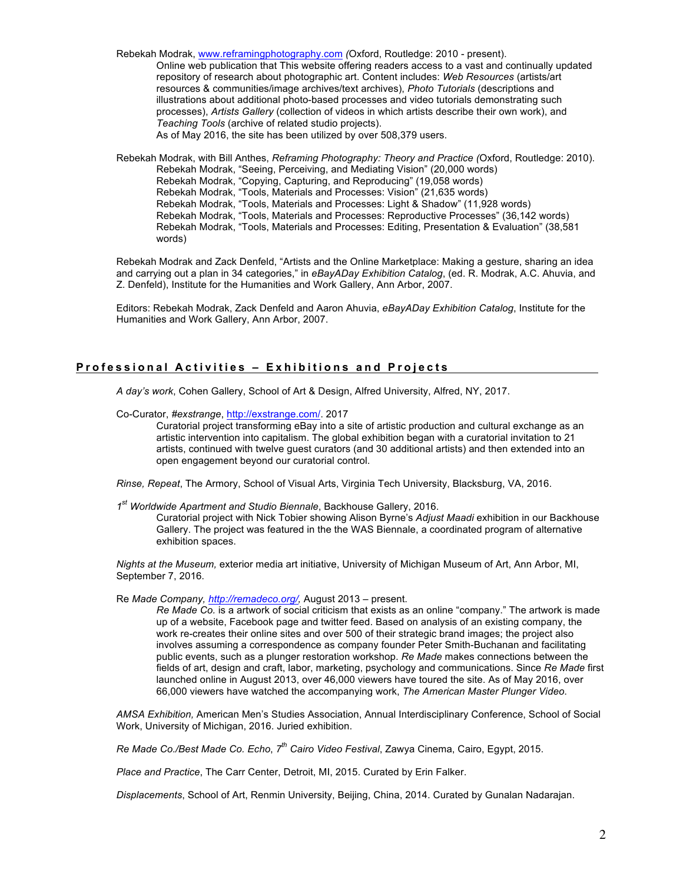Rebekah Modrak, www.reframingphotography.com *(*Oxford, Routledge: 2010 - present).

Online web publication that This website offering readers access to a vast and continually updated repository of research about photographic art. Content includes: *Web Resources* (artists/art resources & communities/image archives/text archives), *Photo Tutorials* (descriptions and illustrations about additional photo-based processes and video tutorials demonstrating such processes), *Artists Gallery* (collection of videos in which artists describe their own work), and *Teaching Tools* (archive of related studio projects).

As of May 2016, the site has been utilized by over 508,379 users.

Rebekah Modrak, with Bill Anthes, *Reframing Photography: Theory and Practice (*Oxford, Routledge: 2010).

Rebekah Modrak, "Seeing, Perceiving, and Mediating Vision" (20,000 words)
Rebekah Modrak, "Copying, Capturing, and Reproducing" (19,058 words)
Rebekah Modrak, "Tools, Materials and Processes: Vision" (21,635 words)
Rebekah Modrak, "Tools, Materials and Processes: Light & Shadow" (11,928 words)
Rebekah Modrak, "Tools, Materials and Processes: Reproductive Processes" (36,142 words)
Rebekah Modrak, "Tools, Materials and Processes: Editing, Presentation & Evaluation" (38,581 words)

Rebekah Modrak and Zack Denfeld, "Artists and the Online Marketplace: Making a gesture, sharing an idea and carrying out a plan in 34 categories," in *eBayADay Exhibition Catalog*, (ed. R. Modrak, A.C. Ahuvia, and Z. Denfeld), Institute for the Humanities and Work Gallery, Ann Arbor, 2007.

Editors: Rebekah Modrak, Zack Denfeld and Aaron Ahuvia, *eBayADay Exhibition Catalog*, Institute for the Humanities and Work Gallery, Ann Arbor, 2007.

## Professional Activities – Exhibitions and Projects

*A day's work*, Cohen Gallery, School of Art & Design, Alfred University, Alfred, NY, 2017.

Co-Curator, *#exstrange*, http://exstrange.com/. 2017

Curatorial project transforming eBay into a site of artistic production and cultural exchange as an artistic intervention into capitalism. The global exhibition began with a curatorial invitation to 21 artists, continued with twelve guest curators (and 30 additional artists) and then extended into an open engagement beyond our curatorial control.

*Rinse, Repeat*, The Armory, School of Visual Arts, Virginia Tech University, Blacksburg, VA, 2016.

*1st Worldwide Apartment and Studio Biennale*, Backhouse Gallery, 2016.

Curatorial project with Nick Tobier showing Alison Byrne's *Adjust Maadi* exhibition in our Backhouse Gallery. The project was featured in the the WAS Biennale, a coordinated program of alternative exhibition spaces.

*Nights at the Museum,* exterior media art initiative, University of Michigan Museum of Art, Ann Arbor, MI, September 7, 2016.

Re *Made Company*, *http://remadeco.org/,* August 2013 – present.

*Re Made Co.* is a artwork of social criticism that exists as an online "company." The artwork is made up of a website, Facebook page and twitter feed. Based on analysis of an existing company, the work re-creates their online sites and over 500 of their strategic brand images; the project also involves assuming a correspondence as company founder Peter Smith-Buchanan and facilitating public events, such as a plunger restoration workshop. *Re Made* makes connections between the fields of art, design and craft, labor, marketing, psychology and communications. Since *Re Made* first launched online in August 2013, over 46,000 viewers have toured the site. As of May 2016, over 66,000 viewers have watched the accompanying work, *The American Master Plunger Video*.

*AMSA Exhibition,* American Men's Studies Association, Annual Interdisciplinary Conference, School of Social Work, University of Michigan, 2016. Juried exhibition.

*Re Made Co./Best Made Co. Echo*, *7th Cairo Video Festival*, Zawya Cinema, Cairo, Egypt, 2015.

*Place and Practice*, The Carr Center, Detroit, MI, 2015. Curated by Erin Falker.

*Displacements*, School of Art, Renmin University, Beijing, China, 2014. Curated by Gunalan Nadarajan.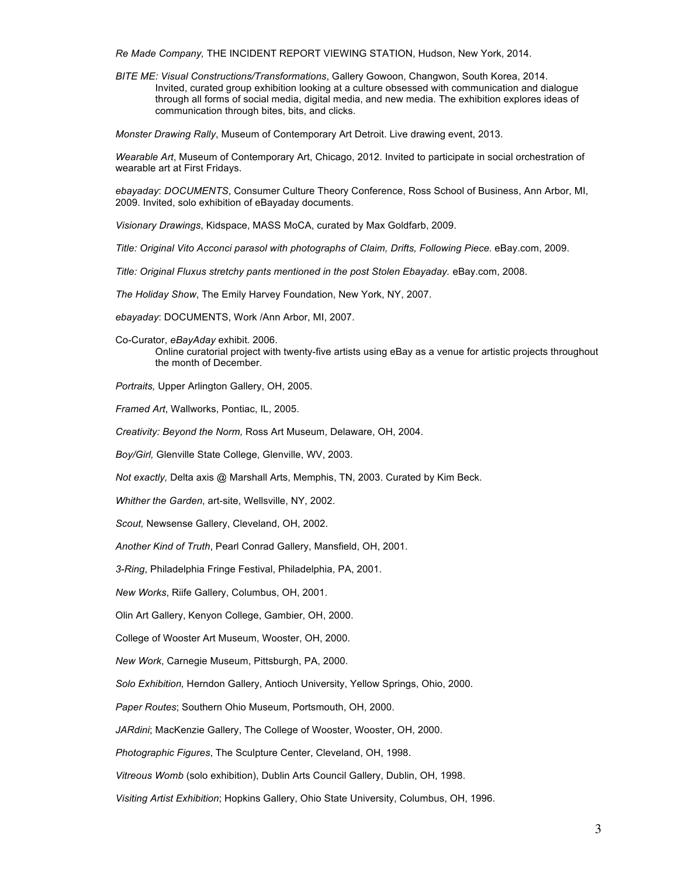*Re Made Company,* THE INCIDENT REPORT VIEWING STATION, Hudson, New York, 2014.

*BITE ME: Visual Constructions/Transformations*, Gallery Gowoon, Changwon, South Korea, 2014.
Invited, curated group exhibition looking at a culture obsessed with communication and dialogue through all forms of social media, digital media, and new media. The exhibition explores ideas of communication through bites, bits, and clicks.

*Monster Drawing Rally*, Museum of Contemporary Art Detroit. Live drawing event, 2013.

*Wearable Art*, Museum of Contemporary Art, Chicago, 2012. Invited to participate in social orchestration of wearable art at First Fridays.

*ebayaday*: *DOCUMENTS*, Consumer Culture Theory Conference, Ross School of Business, Ann Arbor, MI, 2009. Invited, solo exhibition of eBayaday documents.

*Visionary Drawings*, Kidspace, MASS MoCA, curated by Max Goldfarb, 2009.

*Title: Original Vito Acconci parasol with photographs of Claim, Drifts, Following Piece.* eBay.com, 2009.

*Title: Original Fluxus stretchy pants mentioned in the post Stolen Ebayaday.* eBay.com, 2008.

*The Holiday Show*, The Emily Harvey Foundation, New York, NY, 2007.

*ebayaday*: DOCUMENTS, Work /Ann Arbor, MI, 2007.

Co-Curator, *eBayAday* exhibit. 2006.
Online curatorial project with twenty-five artists using eBay as a venue for artistic projects throughout the month of December.

*Portraits,* Upper Arlington Gallery, OH, 2005.

*Framed Art*, Wallworks, Pontiac, IL, 2005.

*Creativity: Beyond the Norm,* Ross Art Museum, Delaware, OH, 2004.

*Boy/Girl,* Glenville State College, Glenville, WV, 2003.

*Not exactly,* Delta axis @ Marshall Arts, Memphis, TN, 2003. Curated by Kim Beck.

*Whither the Garden*, art-site, Wellsville, NY, 2002.

*Scout,* Newsense Gallery, Cleveland, OH, 2002.

*Another Kind of Truth*, Pearl Conrad Gallery, Mansfield, OH, 2001.

*3-Ring*, Philadelphia Fringe Festival, Philadelphia, PA, 2001.

*New Works*, Riife Gallery, Columbus, OH, 2001.

Olin Art Gallery, Kenyon College, Gambier, OH, 2000.

College of Wooster Art Museum, Wooster, OH, 2000.

*New Work*, Carnegie Museum, Pittsburgh, PA, 2000.

*Solo Exhibition,* Herndon Gallery, Antioch University, Yellow Springs, Ohio, 2000.

*Paper Routes*; Southern Ohio Museum, Portsmouth, OH, 2000.

*JARdini*; MacKenzie Gallery, The College of Wooster, Wooster, OH, 2000.

*Photographic Figures*, The Sculpture Center, Cleveland, OH, 1998.

*Vitreous Womb* (solo exhibition), Dublin Arts Council Gallery, Dublin, OH, 1998.

*Visiting Artist Exhibition*; Hopkins Gallery, Ohio State University, Columbus, OH, 1996.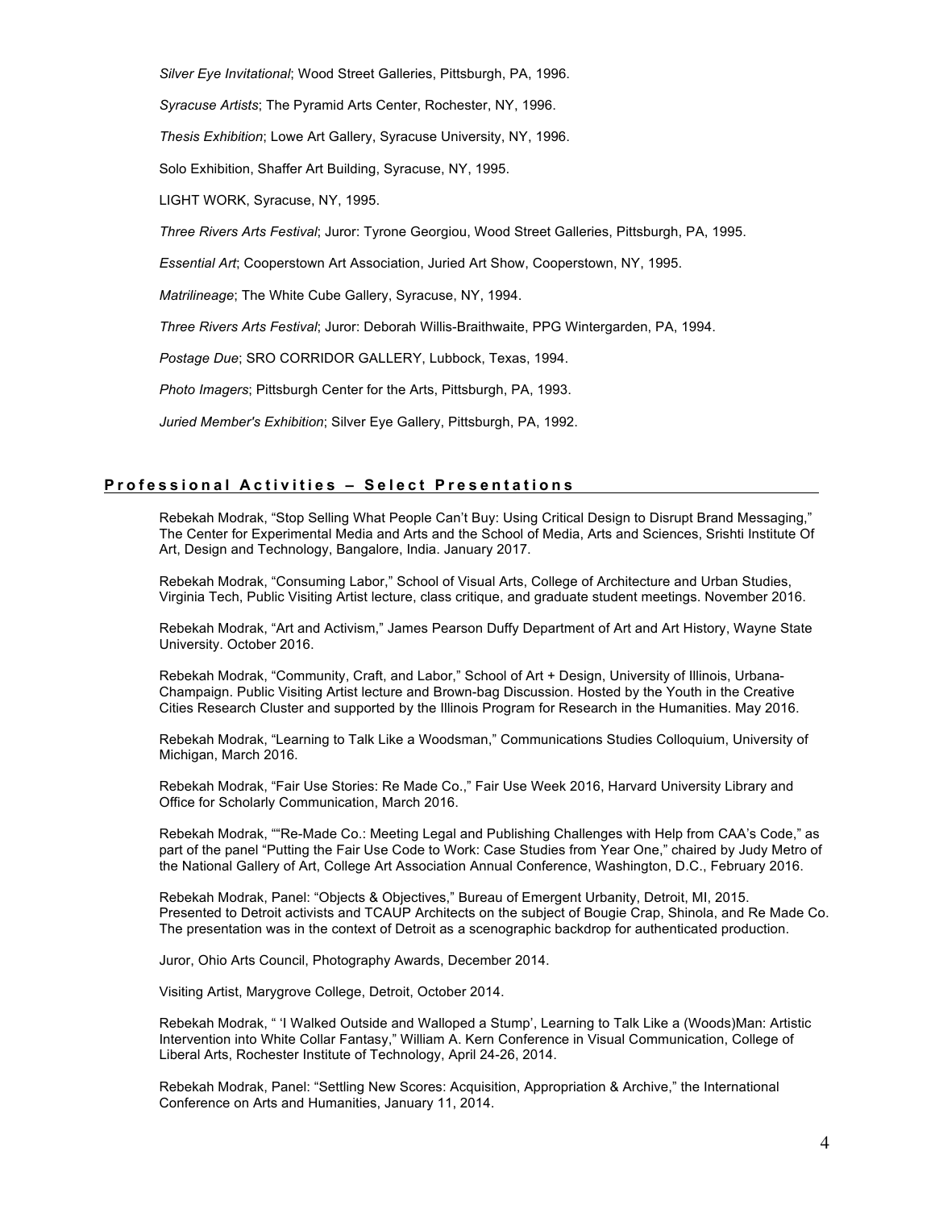*Silver Eye Invitational*; Wood Street Galleries, Pittsburgh, PA, 1996.

*Syracuse Artists*; The Pyramid Arts Center, Rochester, NY, 1996.

*Thesis Exhibition*; Lowe Art Gallery, Syracuse University, NY, 1996.

Solo Exhibition, Shaffer Art Building, Syracuse, NY, 1995.

LIGHT WORK, Syracuse, NY, 1995.

*Three Rivers Arts Festival*; Juror: Tyrone Georgiou, Wood Street Galleries, Pittsburgh, PA, 1995.

*Essential Art*; Cooperstown Art Association, Juried Art Show, Cooperstown, NY, 1995.

*Matrilineage*; The White Cube Gallery, Syracuse, NY, 1994.

*Three Rivers Arts Festival*; Juror: Deborah Willis-Braithwaite, PPG Wintergarden, PA, 1994.

*Postage Due*; SRO CORRIDOR GALLERY, Lubbock, Texas, 1994.

*Photo Imagers*; Pittsburgh Center for the Arts, Pittsburgh, PA, 1993.

*Juried Member's Exhibition*; Silver Eye Gallery, Pittsburgh, PA, 1992.

## Professional Activities – Select Presentations

Rebekah Modrak, "Stop Selling What People Can't Buy: Using Critical Design to Disrupt Brand Messaging," The Center for Experimental Media and Arts and the School of Media, Arts and Sciences, Srishti Institute Of Art, Design and Technology, Bangalore, India. January 2017.

Rebekah Modrak, "Consuming Labor," School of Visual Arts, College of Architecture and Urban Studies, Virginia Tech, Public Visiting Artist lecture, class critique, and graduate student meetings. November 2016.

Rebekah Modrak, "Art and Activism," James Pearson Duffy Department of Art and Art History, Wayne State University. October 2016.

Rebekah Modrak, "Community, Craft, and Labor," School of Art + Design, University of Illinois, Urbana-Champaign. Public Visiting Artist lecture and Brown-bag Discussion. Hosted by the Youth in the Creative Cities Research Cluster and supported by the Illinois Program for Research in the Humanities. May 2016.

Rebekah Modrak, "Learning to Talk Like a Woodsman," Communications Studies Colloquium, University of Michigan, March 2016.

Rebekah Modrak, "Fair Use Stories: Re Made Co.," Fair Use Week 2016, Harvard University Library and Office for Scholarly Communication, March 2016.

Rebekah Modrak, ""Re-Made Co.: Meeting Legal and Publishing Challenges with Help from CAA's Code," as part of the panel "Putting the Fair Use Code to Work: Case Studies from Year One," chaired by Judy Metro of the National Gallery of Art, College Art Association Annual Conference, Washington, D.C., February 2016.

Rebekah Modrak, Panel: "Objects & Objectives," Bureau of Emergent Urbanity, Detroit, MI, 2015. Presented to Detroit activists and TCAUP Architects on the subject of Bougie Crap, Shinola, and Re Made Co. The presentation was in the context of Detroit as a scenographic backdrop for authenticated production.

Juror, Ohio Arts Council, Photography Awards, December 2014.

Visiting Artist, Marygrove College, Detroit, October 2014.

Rebekah Modrak, " 'I Walked Outside and Walloped a Stump', Learning to Talk Like a (Woods)Man: Artistic Intervention into White Collar Fantasy," William A. Kern Conference in Visual Communication, College of Liberal Arts, Rochester Institute of Technology, April 24-26, 2014.

Rebekah Modrak, Panel: "Settling New Scores: Acquisition, Appropriation & Archive," the International Conference on Arts and Humanities, January 11, 2014.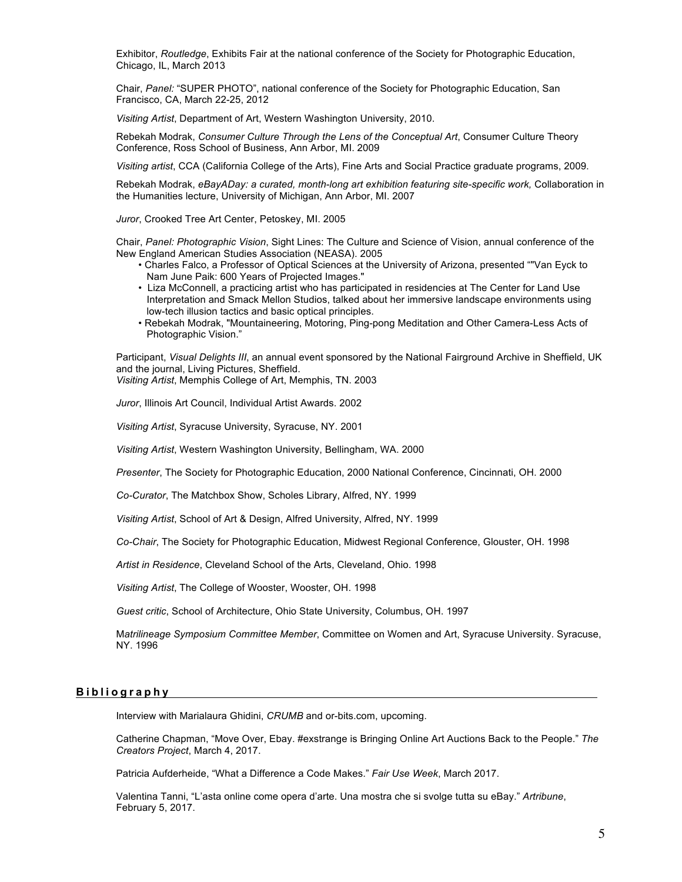Exhibitor, *Routledge*, Exhibits Fair at the national conference of the Society for Photographic Education, Chicago, IL, March 2013

Chair, *Panel:* "SUPER PHOTO", national conference of the Society for Photographic Education, San Francisco, CA, March 22-25, 2012

*Visiting Artist*, Department of Art, Western Washington University, 2010.

Rebekah Modrak, *Consumer Culture Through the Lens of the Conceptual Art*, Consumer Culture Theory Conference, Ross School of Business, Ann Arbor, MI. 2009

*Visiting artist*, CCA (California College of the Arts), Fine Arts and Social Practice graduate programs, 2009.

Rebekah Modrak, *eBayADay: a curated, month-long art exhibition featuring site-specific work,* Collaboration in the Humanities lecture, University of Michigan, Ann Arbor, MI. 2007

*Juror*, Crooked Tree Art Center, Petoskey, MI. 2005

Chair, *Panel: Photographic Vision*, Sight Lines: The Culture and Science of Vision, annual conference of the New England American Studies Association (NEASA). 2005

- Charles Falco, a Professor of Optical Sciences at the University of Arizona, presented ""Van Eyck to Nam June Paik: 600 Years of Projected Images."
- Liza McConnell, a practicing artist who has participated in residencies at The Center for Land Use Interpretation and Smack Mellon Studios, talked about her immersive landscape environments using low-tech illusion tactics and basic optical principles.
- Rebekah Modrak, "Mountaineering, Motoring, Ping-pong Meditation and Other Camera-Less Acts of Photographic Vision."

Participant, *Visual Delights III*, an annual event sponsored by the National Fairground Archive in Sheffield, UK and the journal, Living Pictures, Sheffield.
*Visiting Artist*, Memphis College of Art, Memphis, TN. 2003

*Juror*, Illinois Art Council, Individual Artist Awards. 2002

*Visiting Artist*, Syracuse University, Syracuse, NY. 2001

*Visiting Artist*, Western Washington University, Bellingham, WA. 2000

*Presenter*, The Society for Photographic Education, 2000 National Conference, Cincinnati, OH. 2000

*Co-Curator*, The Matchbox Show, Scholes Library, Alfred, NY. 1999

*Visiting Artist*, School of Art & Design, Alfred University, Alfred, NY. 1999

*Co-Chair*, The Society for Photographic Education, Midwest Regional Conference, Glouster, OH. 1998

*Artist in Residence*, Cleveland School of the Arts, Cleveland, Ohio. 1998

*Visiting Artist*, The College of Wooster, Wooster, OH. 1998

*Guest critic*, School of Architecture, Ohio State University, Columbus, OH. 1997

M*atrilineage Symposium Committee Member*, Committee on Women and Art, Syracuse University. Syracuse, NY. 1996

## **Bibliography**

Interview with Marialaura Ghidini, *CRUMB* and or-bits.com, upcoming.

Catherine Chapman, "Move Over, Ebay. #exstrange is Bringing Online Art Auctions Back to the People." *The Creators Project*, March 4, 2017.

Patricia Aufderheide, "What a Difference a Code Makes." *Fair Use Week*, March 2017.

Valentina Tanni, "L'asta online come opera d'arte. Una mostra che si svolge tutta su eBay." *Artribune*, February 5, 2017.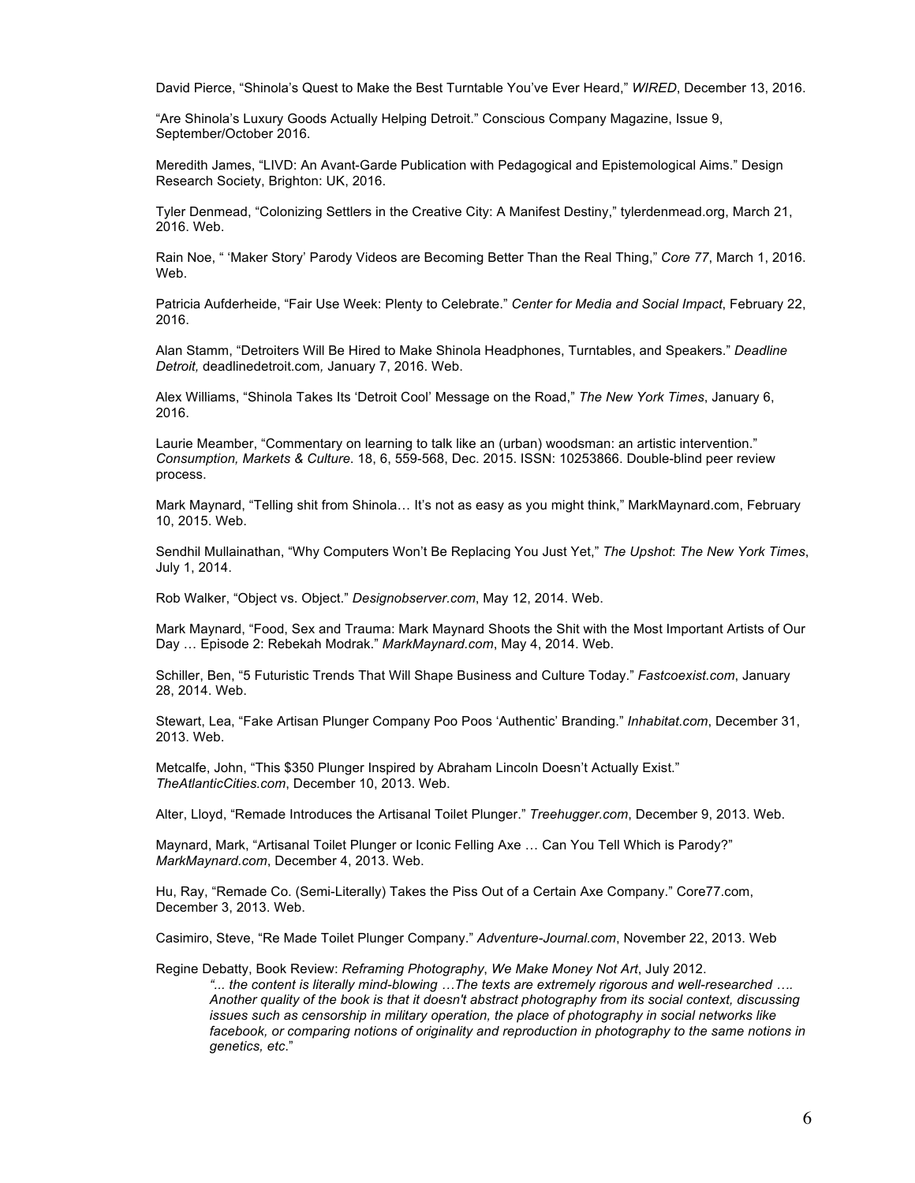David Pierce, “Shinola’s Quest to Make the Best Turntable You’ve Ever Heard,” *WIRED*, December 13, 2016.

“Are Shinola’s Luxury Goods Actually Helping Detroit.” Conscious Company Magazine, Issue 9, September/October 2016.

Meredith James, “LIVD: An Avant-Garde Publication with Pedagogical and Epistemological Aims.” Design Research Society, Brighton: UK, 2016.

Tyler Denmead, “Colonizing Settlers in the Creative City: A Manifest Destiny,” tylerdenmead.org, March 21, 2016. Web.

Rain Noe, “ ‘Maker Story’ Parody Videos are Becoming Better Than the Real Thing,” *Core 77*, March 1, 2016. Web.

Patricia Aufderheide, “Fair Use Week: Plenty to Celebrate.” *Center for Media and Social Impact*, February 22, 2016.

Alan Stamm, “Detroiters Will Be Hired to Make Shinola Headphones, Turntables, and Speakers.” *Deadline Detroit,* deadlinedetroit.com*,* January 7, 2016. Web.

Alex Williams, “Shinola Takes Its ‘Detroit Cool’ Message on the Road,” *The New York Times*, January 6, 2016.

Laurie Meamber, “Commentary on learning to talk like an (urban) woodsman: an artistic intervention.” *Consumption, Markets & Culture*. 18, 6, 559-568, Dec. 2015. ISSN: 10253866. Double-blind peer review process.

Mark Maynard, “Telling shit from Shinola… It’s not as easy as you might think,” MarkMaynard.com, February 10, 2015. Web.

Sendhil Mullainathan, “Why Computers Won’t Be Replacing You Just Yet,” *The Upshot*: *The New York Times*, July 1, 2014.

Rob Walker, “Object vs. Object.” *Designobserver.com*, May 12, 2014. Web.

Mark Maynard, “Food, Sex and Trauma: Mark Maynard Shoots the Shit with the Most Important Artists of Our Day … Episode 2: Rebekah Modrak.” *MarkMaynard.com*, May 4, 2014. Web.

Schiller, Ben, “5 Futuristic Trends That Will Shape Business and Culture Today.” *Fastcoexist.com*, January 28, 2014. Web.

Stewart, Lea, “Fake Artisan Plunger Company Poo Poos ‘Authentic’ Branding.” *Inhabitat.com*, December 31, 2013. Web.

Metcalfe, John, “This $350 Plunger Inspired by Abraham Lincoln Doesn’t Actually Exist.” *TheAtlanticCities.com*, December 10, 2013. Web.

Alter, Lloyd, “Remade Introduces the Artisanal Toilet Plunger.” *Treehugger.com*, December 9, 2013. Web.

Maynard, Mark, “Artisanal Toilet Plunger or Iconic Felling Axe … Can You Tell Which is Parody?” *MarkMaynard.com*, December 4, 2013. Web.

Hu, Ray, “Remade Co. (Semi-Literally) Takes the Piss Out of a Certain Axe Company.” Core77.com, December 3, 2013. Web.

Casimiro, Steve, “Re Made Toilet Plunger Company.” *Adventure-Journal.com*, November 22, 2013. Web

Regine Debatty, Book Review: *Reframing Photography*, *We Make Money Not Art*, July 2012.

> *“... the content is literally mind-blowing …The texts are extremely rigorous and well-researched …. Another quality of the book is that it doesn't abstract photography from its social context, discussing issues such as censorship in military operation, the place of photography in social networks like facebook, or comparing notions of originality and reproduction in photography to the same notions in genetics, etc*.”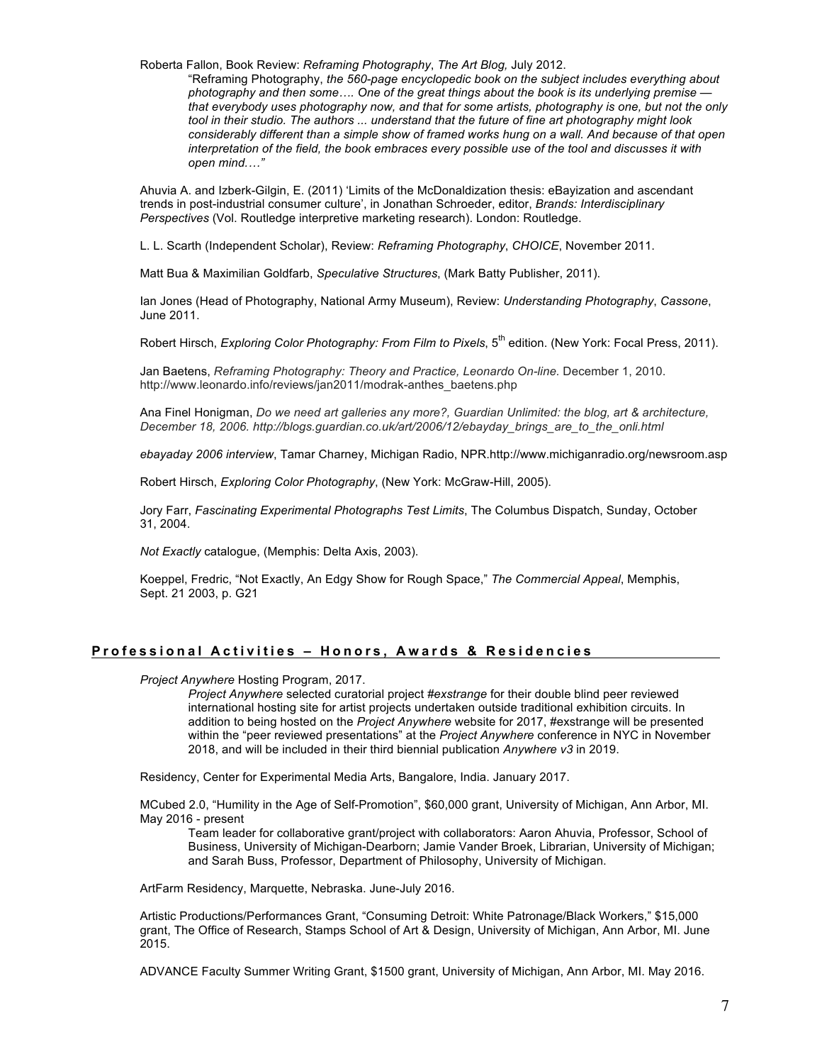Roberta Fallon, Book Review: *Reframing Photography*, *The Art Blog,* July 2012.

> "Reframing Photography, *the 560-page encyclopedic book on the subject includes everything about photography and then some…. One of the great things about the book is its underlying premise — that everybody uses photography now, and that for some artists, photography is one, but not the only tool in their studio. The authors ... understand that the future of fine art photography might look considerably different than a simple show of framed works hung on a wall. And because of that open interpretation of the field, the book embraces every possible use of the tool and discusses it with open mind…."*

Ahuvia A. and Izberk-Gilgin, E. (2011) 'Limits of the McDonaldization thesis: eBayization and ascendant trends in post-industrial consumer culture', in Jonathan Schroeder, editor, *Brands: Interdisciplinary Perspectives* (Vol. Routledge interpretive marketing research). London: Routledge.

L. L. Scarth (Independent Scholar), Review: *Reframing Photography*, *CHOICE*, November 2011.

Matt Bua & Maximilian Goldfarb, *Speculative Structures*, (Mark Batty Publisher, 2011).

Ian Jones (Head of Photography, National Army Museum), Review: *Understanding Photography*, *Cassone*, June 2011.

Robert Hirsch, *Exploring Color Photography: From Film to Pixels*, 5th edition. (New York: Focal Press, 2011).

Jan Baetens, *Reframing Photography: Theory and Practice, Leonardo On-line.* December 1, 2010. http://www.leonardo.info/reviews/jan2011/modrak-anthes_baetens.php

Ana Finel Honigman, *Do we need art galleries any more?, Guardian Unlimited: the blog, art & architecture, December 18, 2006. http://blogs.guardian.co.uk/art/2006/12/ebayday_brings_are_to_the_onli.html*

*ebayaday 2006 interview*, Tamar Charney, Michigan Radio, NPR.http://www.michiganradio.org/newsroom.asp

Robert Hirsch, *Exploring Color Photography*, (New York: McGraw-Hill, 2005).

Jory Farr, *Fascinating Experimental Photographs Test Limits*, The Columbus Dispatch, Sunday, October 31, 2004.

*Not Exactly* catalogue, (Memphis: Delta Axis, 2003).

Koeppel, Fredric, "Not Exactly, An Edgy Show for Rough Space," *The Commercial Appeal*, Memphis, Sept. 21 2003, p. G21

## Professional Activities – Honors, Awards & Residencies

*Project Anywhere* Hosting Program, 2017.

> *Project Anywhere* selected curatorial project *#exstrange* for their double blind peer reviewed international hosting site for artist projects undertaken outside traditional exhibition circuits. In addition to being hosted on the *Project Anywhere* website for 2017, #exstrange will be presented within the "peer reviewed presentations" at the *Project Anywhere* conference in NYC in November 2018, and will be included in their third biennial publication *Anywhere v3* in 2019.

Residency, Center for Experimental Media Arts, Bangalore, India. January 2017.

MCubed 2.0, "Humility in the Age of Self-Promotion", $60,000 grant, University of Michigan, Ann Arbor, MI. May 2016 - present

> Team leader for collaborative grant/project with collaborators: Aaron Ahuvia, Professor, School of Business, University of Michigan-Dearborn; Jamie Vander Broek, Librarian, University of Michigan; and Sarah Buss, Professor, Department of Philosophy, University of Michigan.

ArtFarm Residency, Marquette, Nebraska. June-July 2016.

Artistic Productions/Performances Grant, "Consuming Detroit: White Patronage/Black Workers," $15,000 grant, The Office of Research, Stamps School of Art & Design, University of Michigan, Ann Arbor, MI. June 2015.

ADVANCE Faculty Summer Writing Grant, $1500 grant, University of Michigan, Ann Arbor, MI. May 2016.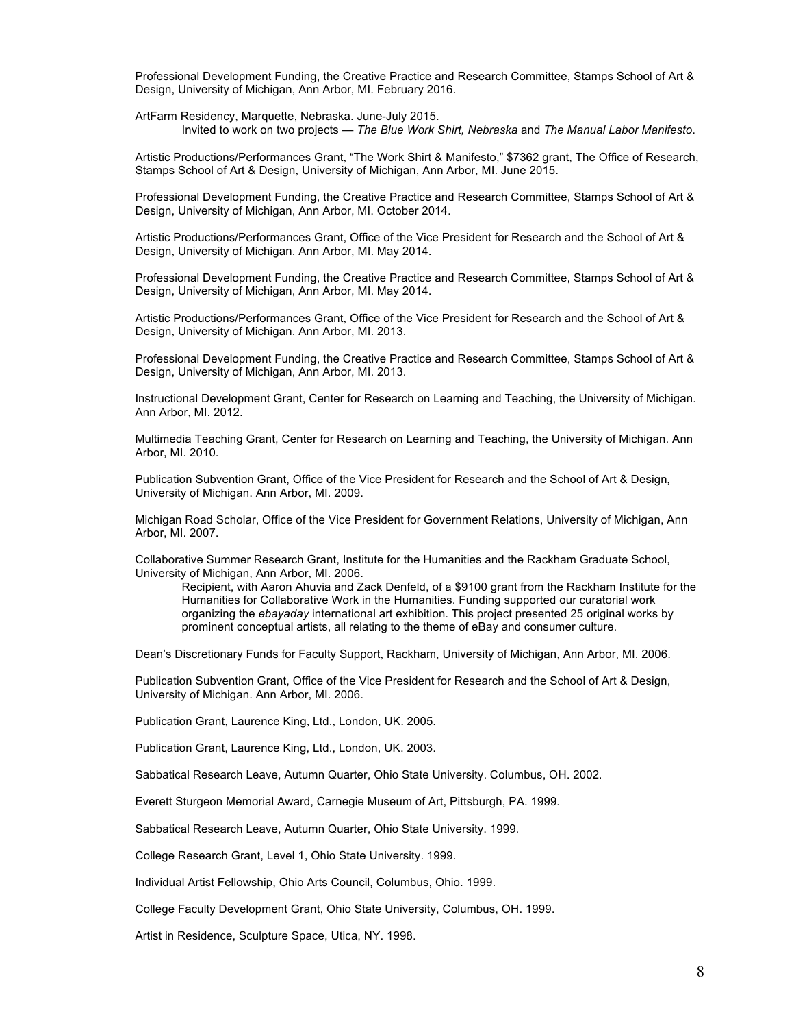Professional Development Funding, the Creative Practice and Research Committee, Stamps School of Art & Design, University of Michigan, Ann Arbor, MI. February 2016.

ArtFarm Residency, Marquette, Nebraska. June-July 2015.
Invited to work on two projects — *The Blue Work Shirt, Nebraska* and *The Manual Labor Manifesto*.

Artistic Productions/Performances Grant, "The Work Shirt & Manifesto," $7362 grant, The Office of Research, Stamps School of Art & Design, University of Michigan, Ann Arbor, MI. June 2015.

Professional Development Funding, the Creative Practice and Research Committee, Stamps School of Art & Design, University of Michigan, Ann Arbor, MI. October 2014.

Artistic Productions/Performances Grant, Office of the Vice President for Research and the School of Art & Design, University of Michigan. Ann Arbor, MI. May 2014.

Professional Development Funding, the Creative Practice and Research Committee, Stamps School of Art & Design, University of Michigan, Ann Arbor, MI. May 2014.

Artistic Productions/Performances Grant, Office of the Vice President for Research and the School of Art & Design, University of Michigan. Ann Arbor, MI. 2013.

Professional Development Funding, the Creative Practice and Research Committee, Stamps School of Art & Design, University of Michigan, Ann Arbor, MI. 2013.

Instructional Development Grant, Center for Research on Learning and Teaching, the University of Michigan. Ann Arbor, MI. 2012.

Multimedia Teaching Grant, Center for Research on Learning and Teaching, the University of Michigan. Ann Arbor, MI. 2010.

Publication Subvention Grant, Office of the Vice President for Research and the School of Art & Design, University of Michigan. Ann Arbor, MI. 2009.

Michigan Road Scholar, Office of the Vice President for Government Relations, University of Michigan, Ann Arbor, MI. 2007.

Collaborative Summer Research Grant, Institute for the Humanities and the Rackham Graduate School, University of Michigan, Ann Arbor, MI. 2006.
Recipient, with Aaron Ahuvia and Zack Denfeld, of a $9100 grant from the Rackham Institute for the Humanities for Collaborative Work in the Humanities. Funding supported our curatorial work organizing the *ebayaday* international art exhibition. This project presented 25 original works by prominent conceptual artists, all relating to the theme of eBay and consumer culture.

Dean's Discretionary Funds for Faculty Support, Rackham, University of Michigan, Ann Arbor, MI. 2006.

Publication Subvention Grant, Office of the Vice President for Research and the School of Art & Design, University of Michigan. Ann Arbor, MI. 2006.

Publication Grant, Laurence King, Ltd., London, UK. 2005.

Publication Grant, Laurence King, Ltd., London, UK. 2003.

Sabbatical Research Leave, Autumn Quarter, Ohio State University. Columbus, OH. 2002.

Everett Sturgeon Memorial Award, Carnegie Museum of Art, Pittsburgh, PA. 1999.

Sabbatical Research Leave, Autumn Quarter, Ohio State University. 1999.

College Research Grant, Level 1, Ohio State University. 1999.

Individual Artist Fellowship, Ohio Arts Council, Columbus, Ohio. 1999.

College Faculty Development Grant, Ohio State University, Columbus, OH. 1999.

Artist in Residence, Sculpture Space, Utica, NY. 1998.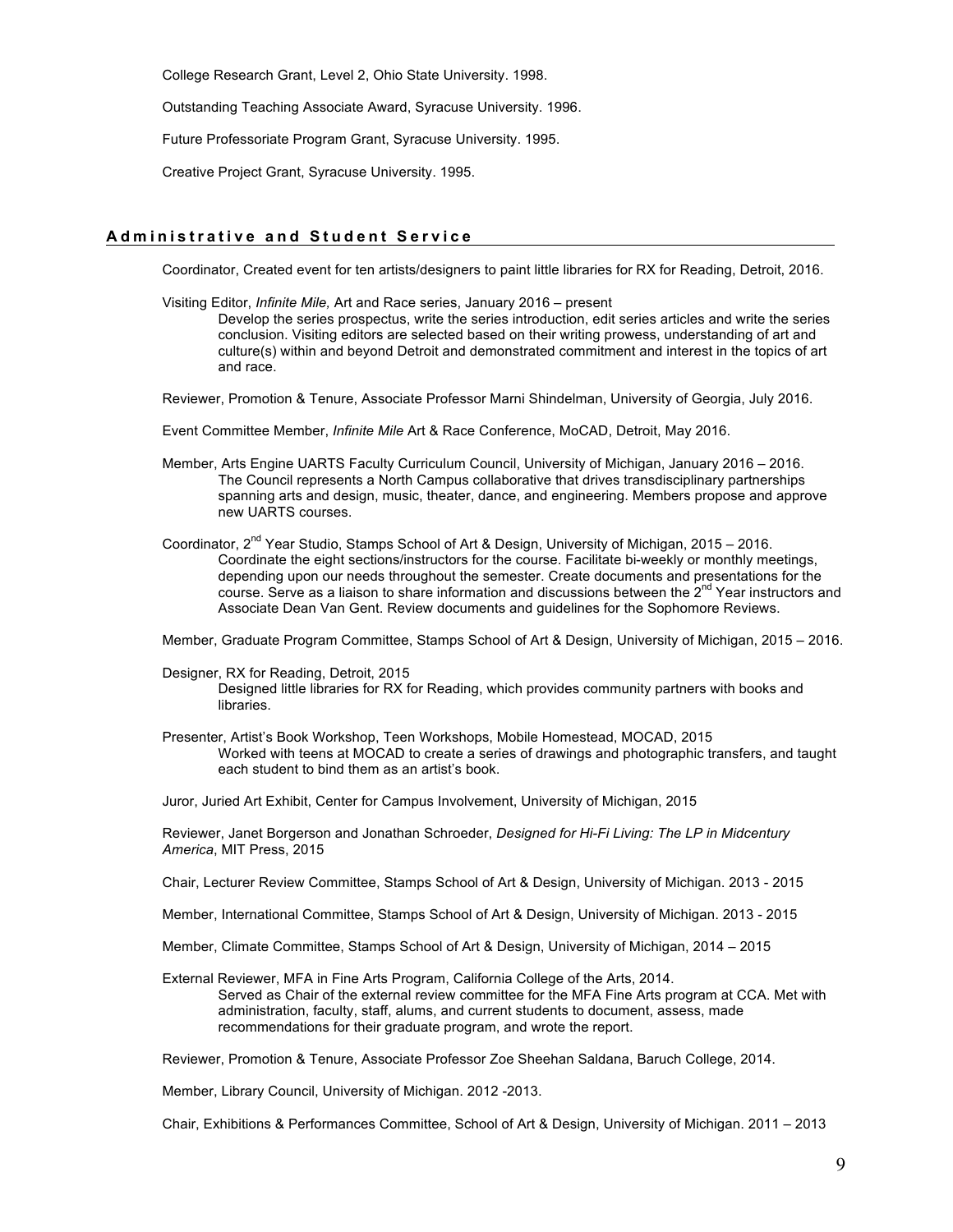College Research Grant, Level 2, Ohio State University. 1998.

Outstanding Teaching Associate Award, Syracuse University. 1996.

Future Professoriate Program Grant, Syracuse University. 1995.

Creative Project Grant, Syracuse University. 1995.

## Administrative and Student Service

Coordinator, Created event for ten artists/designers to paint little libraries for RX for Reading, Detroit, 2016.

Visiting Editor, *Infinite Mile,* Art and Race series, January 2016 – present

Develop the series prospectus, write the series introduction, edit series articles and write the series conclusion. Visiting editors are selected based on their writing prowess, understanding of art and culture(s) within and beyond Detroit and demonstrated commitment and interest in the topics of art and race.

Reviewer, Promotion & Tenure, Associate Professor Marni Shindelman, University of Georgia, July 2016.

Event Committee Member, *Infinite Mile* Art & Race Conference, MoCAD, Detroit, May 2016.

Member, Arts Engine UARTS Faculty Curriculum Council, University of Michigan, January 2016 – 2016.

The Council represents a North Campus collaborative that drives transdisciplinary partnerships spanning arts and design, music, theater, dance, and engineering. Members propose and approve new UARTS courses.

Coordinator, 2nd Year Studio, Stamps School of Art & Design, University of Michigan, 2015 – 2016.

Coordinate the eight sections/instructors for the course. Facilitate bi-weekly or monthly meetings, depending upon our needs throughout the semester. Create documents and presentations for the course. Serve as a liaison to share information and discussions between the 2nd Year instructors and Associate Dean Van Gent. Review documents and guidelines for the Sophomore Reviews.

Member, Graduate Program Committee, Stamps School of Art & Design, University of Michigan, 2015 – 2016.

Designer, RX for Reading, Detroit, 2015

Designed little libraries for RX for Reading, which provides community partners with books and libraries.

Presenter, Artist's Book Workshop, Teen Workshops, Mobile Homestead, MOCAD, 2015

Worked with teens at MOCAD to create a series of drawings and photographic transfers, and taught each student to bind them as an artist's book.

Juror, Juried Art Exhibit, Center for Campus Involvement, University of Michigan, 2015

Reviewer, Janet Borgerson and Jonathan Schroeder, *Designed for Hi-Fi Living: The LP in Midcentury America*, MIT Press, 2015

Chair, Lecturer Review Committee, Stamps School of Art & Design, University of Michigan. 2013 - 2015

Member, International Committee, Stamps School of Art & Design, University of Michigan. 2013 - 2015

Member, Climate Committee, Stamps School of Art & Design, University of Michigan, 2014 – 2015

External Reviewer, MFA in Fine Arts Program, California College of the Arts, 2014.

Served as Chair of the external review committee for the MFA Fine Arts program at CCA. Met with administration, faculty, staff, alums, and current students to document, assess, made recommendations for their graduate program, and wrote the report.

Reviewer, Promotion & Tenure, Associate Professor Zoe Sheehan Saldana, Baruch College, 2014.

Member, Library Council, University of Michigan. 2012 -2013.

Chair, Exhibitions & Performances Committee, School of Art & Design, University of Michigan. 2011 – 2013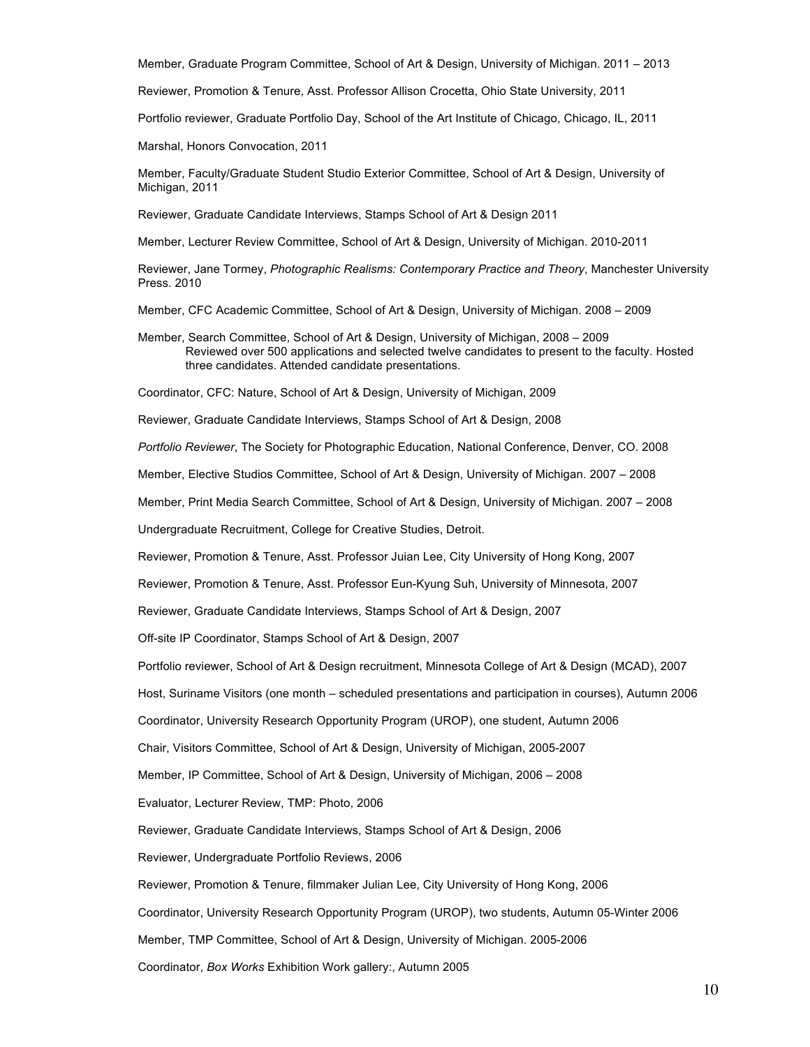Member, Graduate Program Committee, School of Art & Design, University of Michigan. 2011 – 2013

Reviewer, Promotion & Tenure, Asst. Professor Allison Crocetta, Ohio State University, 2011

Portfolio reviewer, Graduate Portfolio Day, School of the Art Institute of Chicago, Chicago, IL, 2011

Marshal, Honors Convocation, 2011

Member, Faculty/Graduate Student Studio Exterior Committee, School of Art & Design, University of Michigan, 2011

Reviewer, Graduate Candidate Interviews, Stamps School of Art & Design 2011

Member, Lecturer Review Committee, School of Art & Design, University of Michigan. 2010-2011

Reviewer, Jane Tormey, *Photographic Realisms: Contemporary Practice and Theory*, Manchester University Press. 2010

Member, CFC Academic Committee, School of Art & Design, University of Michigan. 2008 – 2009

Member, Search Committee, School of Art & Design, University of Michigan, 2008 – 2009
Reviewed over 500 applications and selected twelve candidates to present to the faculty. Hosted three candidates. Attended candidate presentations.

Coordinator, CFC: Nature, School of Art & Design, University of Michigan, 2009

Reviewer, Graduate Candidate Interviews, Stamps School of Art & Design, 2008

*Portfolio Reviewer*, The Society for Photographic Education, National Conference, Denver, CO. 2008

Member, Elective Studios Committee, School of Art & Design, University of Michigan. 2007 – 2008

Member, Print Media Search Committee, School of Art & Design, University of Michigan. 2007 – 2008

Undergraduate Recruitment, College for Creative Studies, Detroit.

Reviewer, Promotion & Tenure, Asst. Professor Juian Lee, City University of Hong Kong, 2007

Reviewer, Promotion & Tenure, Asst. Professor Eun-Kyung Suh, University of Minnesota, 2007

Reviewer, Graduate Candidate Interviews, Stamps School of Art & Design, 2007

Off-site IP Coordinator, Stamps School of Art & Design, 2007

Portfolio reviewer, School of Art & Design recruitment, Minnesota College of Art & Design (MCAD), 2007

Host, Suriname Visitors (one month – scheduled presentations and participation in courses), Autumn 2006

Coordinator, University Research Opportunity Program (UROP), one student, Autumn 2006

Chair, Visitors Committee, School of Art & Design, University of Michigan, 2005-2007

Member, IP Committee, School of Art & Design, University of Michigan, 2006 – 2008

Evaluator, Lecturer Review, TMP: Photo, 2006

Reviewer, Graduate Candidate Interviews, Stamps School of Art & Design, 2006

Reviewer, Undergraduate Portfolio Reviews, 2006

Reviewer, Promotion & Tenure, filmmaker Julian Lee, City University of Hong Kong, 2006

Coordinator, University Research Opportunity Program (UROP), two students, Autumn 05-Winter 2006

Member, TMP Committee, School of Art & Design, University of Michigan. 2005-2006

Coordinator, *Box Works* Exhibition Work gallery:, Autumn 2005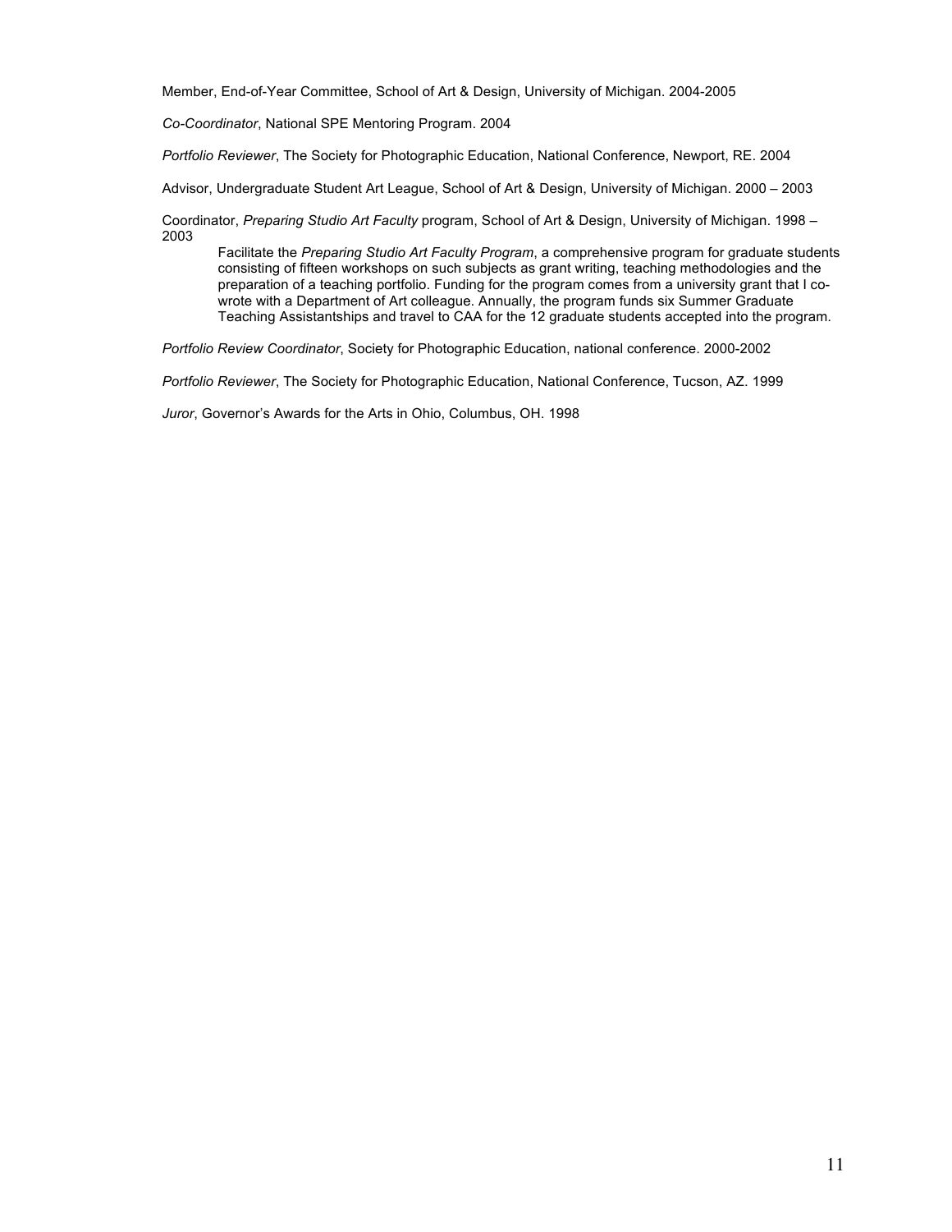Member, End-of-Year Committee, School of Art & Design, University of Michigan. 2004-2005

*Co-Coordinator*, National SPE Mentoring Program. 2004

*Portfolio Reviewer*, The Society for Photographic Education, National Conference, Newport, RE. 2004

Advisor, Undergraduate Student Art League, School of Art & Design, University of Michigan. 2000 – 2003

Coordinator, *Preparing Studio Art Faculty* program, School of Art & Design, University of Michigan. 1998 – 2003

> Facilitate the *Preparing Studio Art Faculty Program*, a comprehensive program for graduate students consisting of fifteen workshops on such subjects as grant writing, teaching methodologies and the preparation of a teaching portfolio. Funding for the program comes from a university grant that I co-wrote with a Department of Art colleague. Annually, the program funds six Summer Graduate Teaching Assistantships and travel to CAA for the 12 graduate students accepted into the program.

*Portfolio Review Coordinator*, Society for Photographic Education, national conference. 2000-2002

*Portfolio Reviewer*, The Society for Photographic Education, National Conference, Tucson, AZ. 1999

*Juror*, Governor's Awards for the Arts in Ohio, Columbus, OH. 1998